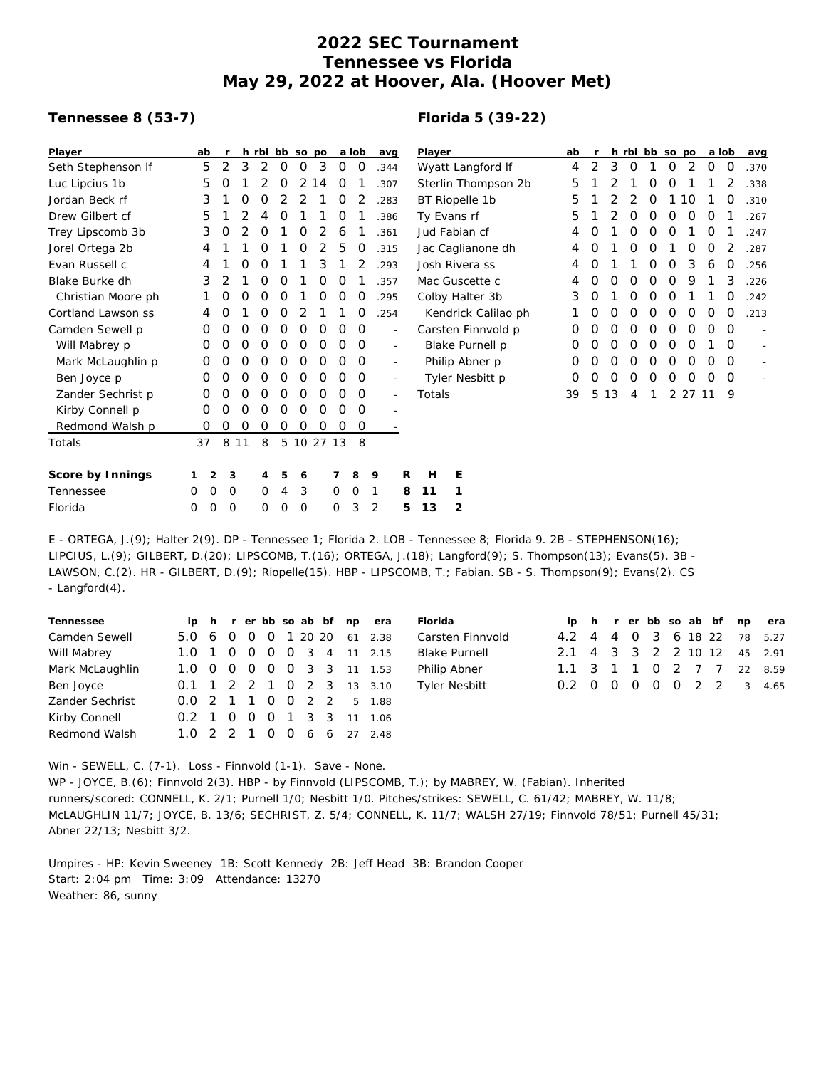# 2022 SEC Tournament
# Tennessee vs Florida
# May 29, 2022 at Hoover, Ala. (Hoover Met)

**Tennessee 8 (53-7)**

| Player | ab | r | h | rbi | bb | so | po | a | lob | avg |
|---|---|---|---|---|---|---|---|---|---|---|
| Seth Stephenson lf | 5 | 2 | 3 | 2 | 0 | 0 | 3 | 0 | 0 | .344 |
| Luc Lipcius 1b | 5 | 0 | 1 | 2 | 0 | 2 | 14 | 0 | 1 | .307 |
| Jordan Beck rf | 3 | 1 | 0 | 0 | 2 | 2 | 1 | 0 | 2 | .283 |
| Drew Gilbert cf | 5 | 1 | 2 | 4 | 0 | 1 | 1 | 0 | 1 | .386 |
| Trey Lipscomb 3b | 3 | 0 | 2 | 0 | 1 | 0 | 2 | 6 | 1 | .361 |
| Jorel Ortega 2b | 4 | 1 | 1 | 0 | 1 | 0 | 2 | 5 | 0 | .315 |
| Evan Russell c | 4 | 1 | 0 | 0 | 1 | 1 | 3 | 1 | 2 | .293 |
| Blake Burke dh | 3 | 2 | 1 | 0 | 0 | 1 | 0 | 0 | 1 | .357 |
| Christian Moore ph | 1 | 0 | 0 | 0 | 0 | 1 | 0 | 0 | 0 | .295 |
| Cortland Lawson ss | 4 | 0 | 1 | 0 | 0 | 2 | 1 | 1 | 0 | .254 |
| Camden Sewell p | 0 | 0 | 0 | 0 | 0 | 0 | 0 | 0 | 0 | - |
| Will Mabrey p | 0 | 0 | 0 | 0 | 0 | 0 | 0 | 0 | 0 | - |
| Mark McLaughlin p | 0 | 0 | 0 | 0 | 0 | 0 | 0 | 0 | 0 | - |
| Ben Joyce p | 0 | 0 | 0 | 0 | 0 | 0 | 0 | 0 | 0 | - |
| Zander Sechrist p | 0 | 0 | 0 | 0 | 0 | 0 | 0 | 0 | 0 | - |
| Kirby Connell p | 0 | 0 | 0 | 0 | 0 | 0 | 0 | 0 | 0 | - |
| Redmond Walsh p | 0 | 0 | 0 | 0 | 0 | 0 | 0 | 0 | 0 | - |
| Totals | 37 | 8 | 11 | 8 | 5 | 10 | 27 | 13 | 8 | |

**Florida 5 (39-22)**

| Player | ab | r | h | rbi | bb | so | po | a | lob | avg |
|---|---|---|---|---|---|---|---|---|---|---|
| Wyatt Langford lf | 4 | 2 | 3 | 0 | 1 | 0 | 2 | 0 | 0 | .370 |
| Sterlin Thompson 2b | 5 | 1 | 2 | 1 | 0 | 0 | 1 | 1 | 2 | .338 |
| BT Riopelle 1b | 5 | 1 | 2 | 2 | 0 | 1 | 10 | 1 | 0 | .310 |
| Ty Evans rf | 5 | 1 | 2 | 0 | 0 | 0 | 0 | 0 | 1 | .267 |
| Jud Fabian cf | 4 | 0 | 1 | 0 | 0 | 0 | 1 | 0 | 1 | .247 |
| Jac Caglianone dh | 4 | 0 | 1 | 0 | 0 | 1 | 0 | 0 | 2 | .287 |
| Josh Rivera ss | 4 | 0 | 1 | 1 | 0 | 0 | 3 | 6 | 0 | .256 |
| Mac Guscette c | 4 | 0 | 0 | 0 | 0 | 0 | 9 | 1 | 3 | .226 |
| Colby Halter 3b | 3 | 0 | 1 | 0 | 0 | 0 | 1 | 1 | 0 | .242 |
| Kendrick Calilao ph | 1 | 0 | 0 | 0 | 0 | 0 | 0 | 0 | 0 | .213 |
| Carsten Finnvold p | 0 | 0 | 0 | 0 | 0 | 0 | 0 | 0 | 0 | - |
| Blake Purnell p | 0 | 0 | 0 | 0 | 0 | 0 | 0 | 1 | 0 | - |
| Philip Abner p | 0 | 0 | 0 | 0 | 0 | 0 | 0 | 0 | 0 | - |
| Tyler Nesbitt p | 0 | 0 | 0 | 0 | 0 | 0 | 0 | 0 | 0 | - |
| Totals | 39 | 5 | 13 | 4 | 1 | 2 | 27 | 11 | 9 | |

| Score by Innings | 1 | 2 | 3 | 4 | 5 | 6 | 7 | 8 | 9 | R | H | E |
|---|---|---|---|---|---|---|---|---|---|---|---|---|
| Tennessee | 0 | 0 | 0 | 0 | 4 | 3 | 0 | 0 | 1 | 8 | 11 | 1 |
| Florida | 0 | 0 | 0 | 0 | 0 | 0 | 0 | 3 | 2 | 5 | 13 | 2 |

E - ORTEGA, J.(9); Halter 2(9). DP - Tennessee 1; Florida 2. LOB - Tennessee 8; Florida 9. 2B - STEPHENSON(16); LIPCIUS, L.(9); GILBERT, D.(20); LIPSCOMB, T.(16); ORTEGA, J.(18); Langford(9); S. Thompson(13); Evans(5). 3B - LAWSON, C.(2). HR - GILBERT, D.(9); Riopelle(15). HBP - LIPSCOMB, T.; Fabian. SB - S. Thompson(9); Evans(2). CS - Langford(4).

| Tennessee | ip | h | r | er | bb | so | ab | bf | np | era |
|---|---|---|---|---|---|---|---|---|---|---|
| Camden Sewell | 5.0 | 6 | 0 | 0 | 0 | 1 | 20 | 20 | 61 | 2.38 |
| Will Mabrey | 1.0 | 1 | 0 | 0 | 0 | 0 | 3 | 4 | 11 | 2.15 |
| Mark McLaughlin | 1.0 | 0 | 0 | 0 | 0 | 0 | 3 | 3 | 11 | 1.53 |
| Ben Joyce | 0.1 | 1 | 2 | 2 | 1 | 0 | 2 | 3 | 13 | 3.10 |
| Zander Sechrist | 0.0 | 2 | 1 | 1 | 0 | 0 | 2 | 2 | 5 | 1.88 |
| Kirby Connell | 0.2 | 1 | 0 | 0 | 0 | 1 | 3 | 3 | 11 | 1.06 |
| Redmond Walsh | 1.0 | 2 | 2 | 1 | 0 | 0 | 6 | 6 | 27 | 2.48 |

| Florida | ip | h | r | er | bb | so | ab | bf | np | era |
|---|---|---|---|---|---|---|---|---|---|---|
| Carsten Finnvold | 4.2 | 4 | 4 | 0 | 3 | 6 | 18 | 22 | 78 | 5.27 |
| Blake Purnell | 2.1 | 4 | 3 | 3 | 2 | 2 | 10 | 12 | 45 | 2.91 |
| Philip Abner | 1.1 | 3 | 1 | 1 | 0 | 2 | 7 | 7 | 22 | 8.59 |
| Tyler Nesbitt | 0.2 | 0 | 0 | 0 | 0 | 0 | 2 | 2 | 3 | 4.65 |

Win - SEWELL, C. (7-1). Loss - Finnvold (1-1). Save - None.
WP - JOYCE, B.(6); Finnvold 2(3). HBP - by Finnvold (LIPSCOMB, T.); by MABREY, W. (Fabian). Inherited runners/scored: CONNELL, K. 2/1; Purnell 1/0; Nesbitt 1/0. Pitches/strikes: SEWELL, C. 61/42; MABREY, W. 11/8; McLAUGHLIN 11/7; JOYCE, B. 13/6; SECHRIST, Z. 5/4; CONNELL, K. 11/7; WALSH 27/19; Finnvold 78/51; Purnell 45/31; Abner 22/13; Nesbitt 3/2.

Umpires - HP: Kevin Sweeney 1B: Scott Kennedy 2B: Jeff Head 3B: Brandon Cooper
Start: 2:04 pm Time: 3:09 Attendance: 13270
Weather: 86, sunny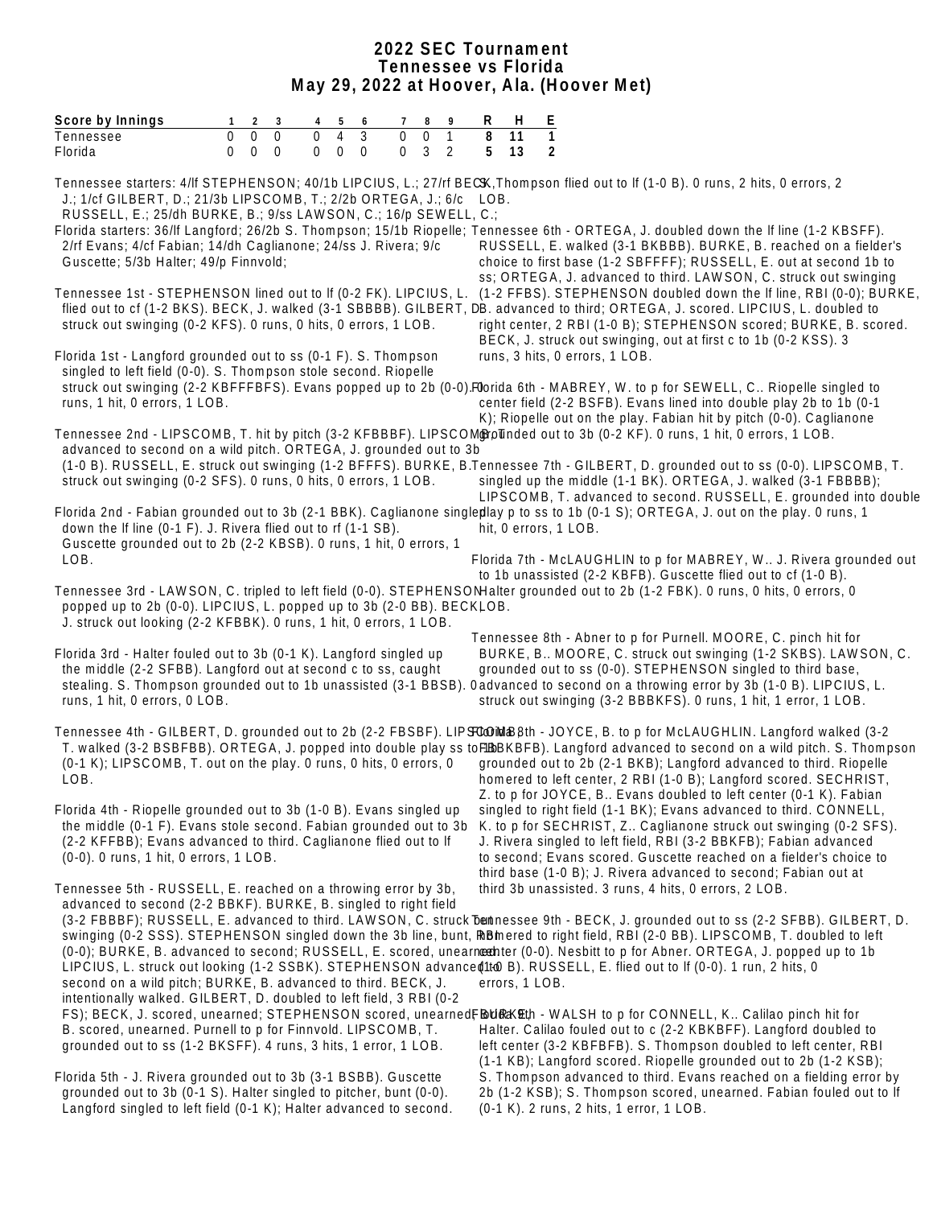# 2022 SEC Tournament
# Tennessee vs Florida
# May 29, 2022 at Hoover, Ala. (Hoover Met)

| Score by Innings | 1 | 2 | 3 | 4 | 5 | 6 | 7 | 8 | 9 | R | H | E |
|---|---|---|---|---|---|---|---|---|---|---|---|---|
| Tennessee | 0 | 0 | 0 | 0 | 4 | 3 | 0 | 0 | 1 | 8 | 11 | 1 |
| Florida | 0 | 0 | 0 | 0 | 0 | 0 | 0 | 3 | 2 | 5 | 13 | 2 |

Tennessee starters: 4/lf STEPHENSON; 40/1b LIPCIUS, L.; 27/rf BECK, J.; 1/cf GILBERT, D.; 21/3b LIPSCOMB, T.; 2/2b ORTEGA, J.; 6/c RUSSELL, E.; 25/dh BURKE, B.; 9/ss LAWSON, C.; 16/p SEWELL, C.;

Florida starters: 36/lf Langford; 26/2b S. Thompson; 15/1b Riopelle; 2/rf Evans; 4/cf Fabian; 14/dh Caglianone; 24/ss J. Rivera; 9/c Guscette; 5/3b Halter; 49/p Finnvold;

Tennessee 1st - STEPHENSON lined out to lf (0-2 FK). LIPCIUS, L. flied out to cf (1-2 BKS). BECK, J. walked (3-1 SBBBB). GILBERT, D. struck out swinging (0-2 KFS). 0 runs, 0 hits, 0 errors, 1 LOB.

Florida 1st - Langford grounded out to ss (0-1 F). S. Thompson singled to left field (0-0). S. Thompson stole second. Riopelle struck out swinging (2-2 KBFFFBFS). Evans popped up to 2b (0-0). 0 runs, 1 hit, 0 errors, 1 LOB.

Tennessee 2nd - LIPSCOMB, T. hit by pitch (3-2 KFBBBF). LIPSCOMB, T. advanced to second on a wild pitch. ORTEGA, J. grounded out to 3b (1-0 B). RUSSELL, E. struck out swinging (1-2 BFFFS). BURKE, B. struck out swinging (0-2 SFS). 0 runs, 0 hits, 0 errors, 1 LOB.

Florida 2nd - Fabian grounded out to 3b (2-1 BBK). Caglianone singled down the lf line (0-1 F). J. Rivera flied out to rf (1-1 SB). Guscette grounded out to 2b (2-2 KBSB). 0 runs, 1 hit, 0 errors, 1 LOB.

Tennessee 3rd - LAWSON, C. tripled to left field (0-0). STEPHENSON popped up to 2b (0-0). LIPCIUS, L. popped up to 3b (2-0 BB). BECK, J. struck out looking (2-2 KFBBK). 0 runs, 1 hit, 0 errors, 1 LOB.

Florida 3rd - Halter fouled out to 3b (0-1 K). Langford singled up the middle (2-2 SFBB). Langford out at second c to ss, caught stealing. S. Thompson grounded out to 1b unassisted (3-1 BBSB). 0 runs, 1 hit, 0 errors, 0 LOB.

Tennessee 4th - GILBERT, D. grounded out to 2b (2-2 FBSBF). LIPSCOMB, T. walked (3-2 BSBFBB). ORTEGA, J. popped into double play ss to 1b (0-1 K); LIPSCOMB, T. out on the play. 0 runs, 0 hits, 0 errors, 0 LOB.

Florida 4th - Riopelle grounded out to 3b (1-0 B). Evans singled up the middle (0-1 F). Evans stole second. Fabian grounded out to 3b (2-2 KFFBB); Evans advanced to third. Caglianone flied out to lf (0-0). 0 runs, 1 hit, 0 errors, 1 LOB.

Tennessee 5th - RUSSELL, E. reached on a throwing error by 3b, advanced to second (2-2 BBKF). BURKE, B. singled to right field (3-2 FBBBF); RUSSELL, E. advanced to third. LAWSON, C. struck out swinging (0-2 SSS). STEPHENSON singled down the 3b line, bunt, RBI (0-0); BURKE, B. advanced to second; RUSSELL, E. scored, unearned. LIPCIUS, L. struck out looking (1-2 SSBK). STEPHENSON advanced to second on a wild pitch; BURKE, B. advanced to third. BECK, J. intentionally walked. GILBERT, D. doubled to left field, 3 RBI (0-2 FS); BECK, J. scored, unearned; STEPHENSON scored, unearned; BURKE, B. scored, unearned. Purnell to p for Finnvold. LIPSCOMB, T. grounded out to ss (1-2 BKSFF). 4 runs, 3 hits, 1 error, 1 LOB.

Florida 5th - J. Rivera grounded out to 3b (3-1 BSBB). Guscette grounded out to 3b (0-1 S). Halter singled to pitcher, bunt (0-0). Langford singled to left field (0-1 K); Halter advanced to second. S. Thompson flied out to lf (1-0 B). 0 runs, 2 hits, 0 errors, 2 LOB.

Tennessee 6th - ORTEGA, J. doubled down the lf line (1-2 KBSFF). RUSSELL, E. walked (3-1 BKBBB). BURKE, B. reached on a fielder's choice to first base (1-2 SBFFFF); RUSSELL, E. out at second 1b to ss; ORTEGA, J. advanced to third. LAWSON, C. struck out swinging (1-2 FFBS). STEPHENSON doubled down the lf line, RBI (0-0); BURKE, B. advanced to third; ORTEGA, J. scored. LIPCIUS, L. doubled to right center, 2 RBI (1-0 B); STEPHENSON scored; BURKE, B. scored. BECK, J. struck out swinging, out at first c to 1b (0-2 KSS). 3 runs, 3 hits, 0 errors, 1 LOB.

Florida 6th - MABREY, W. to p for SEWELL, C.. Riopelle singled to center field (2-2 BSFB). Evans lined into double play 2b to 1b (0-1 K); Riopelle out on the play. Fabian hit by pitch (0-0). Caglianone grounded out to 3b (0-2 KF). 0 runs, 1 hit, 0 errors, 1 LOB.

Tennessee 7th - GILBERT, D. grounded out to ss (0-0). LIPSCOMB, T. singled up the middle (1-1 BK). ORTEGA, J. walked (3-1 FBBBB); LIPSCOMB, T. advanced to second. RUSSELL, E. grounded into double play p to ss to 1b (0-1 S); ORTEGA, J. out on the play. 0 runs, 1 hit, 0 errors, 1 LOB.

Florida 7th - McLAUGHLIN to p for MABREY, W.. J. Rivera grounded out to 1b unassisted (2-2 KBFB). Guscette flied out to cf (1-0 B). Halter grounded out to 2b (1-2 FBK). 0 runs, 0 hits, 0 errors, 0 LOB.

Tennessee 8th - Abner to p for Purnell. MOORE, C. pinch hit for BURKE, B.. MOORE, C. struck out swinging (1-2 SKBS). LAWSON, C. grounded out to ss (0-0). STEPHENSON singled to third base, advanced to second on a throwing error by 3b (1-0 B). LIPCIUS, L. struck out swinging (3-2 BBBKFS). 0 runs, 1 hit, 1 error, 1 LOB.

Florida 8th - JOYCE, B. to p for McLAUGHLIN. Langford walked (3-2 BBKBFB). Langford advanced to second on a wild pitch. S. Thompson grounded out to 2b (2-1 BKB); Langford advanced to third. Riopelle homered to left center, 2 RBI (1-0 B); Langford scored. SECHRIST, Z. to p for JOYCE, B.. Evans doubled to left center (0-1 K). Fabian singled to right field (1-1 BK); Evans advanced to third. CONNELL, K. to p for SECHRIST, Z.. Caglianone struck out swinging (0-2 SFS). J. Rivera singled to left field, RBI (3-2 BBKFB); Fabian advanced to second; Evans scored. Guscette reached on a fielder's choice to third base (1-0 B); J. Rivera advanced to second; Fabian out at third 3b unassisted. 3 runs, 4 hits, 0 errors, 2 LOB.

Tennessee 9th - BECK, J. grounded out to ss (2-2 SFBB). GILBERT, D. homered to right field, RBI (2-0 BB). LIPSCOMB, T. doubled to left center (0-0). Nesbitt to p for Abner. ORTEGA, J. popped up to 1b (1-0 B). RUSSELL, E. flied out to lf (0-0). 1 run, 2 hits, 0 errors, 1 LOB.

Florida 9th - WALSH to p for CONNELL, K.. Calilao pinch hit for Halter. Calilao fouled out to c (2-2 KBKBFF). Langford doubled to left center (3-2 KBFBFB). S. Thompson doubled to left center, RBI (1-1 KB); Langford scored. Riopelle grounded out to 2b (1-2 KSB); S. Thompson advanced to third. Evans reached on a fielding error by 2b (1-2 KSB); S. Thompson scored, unearned. Fabian fouled out to lf (0-1 K). 2 runs, 2 hits, 1 error, 1 LOB.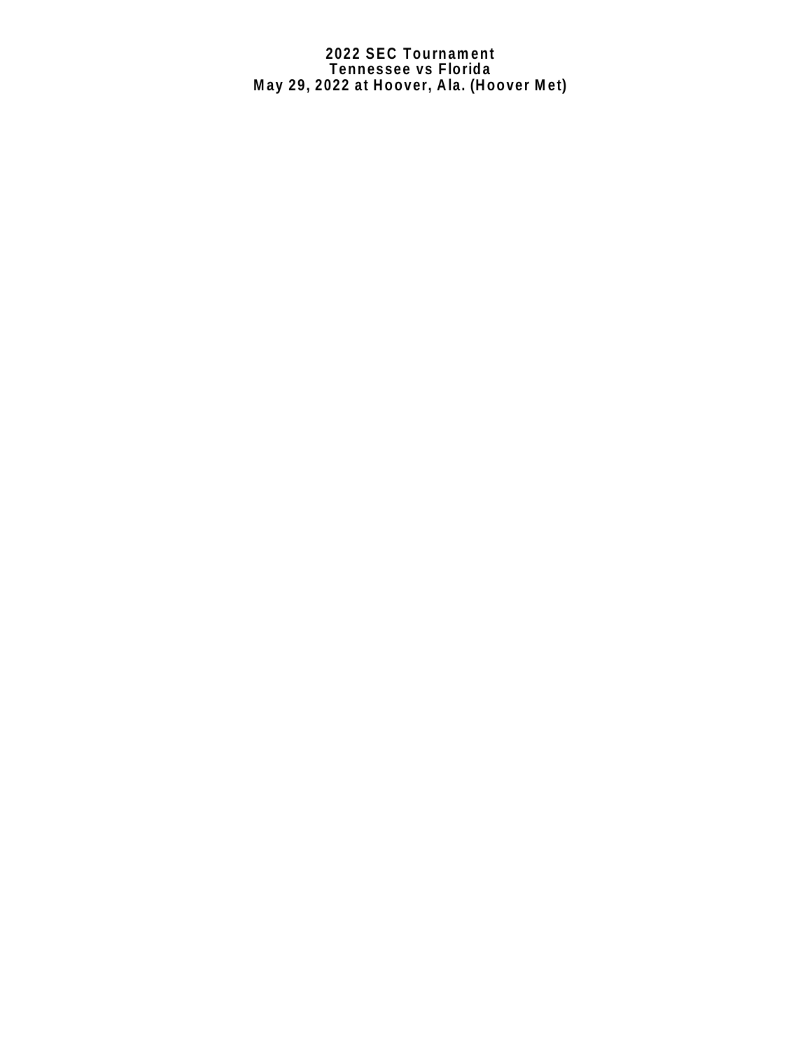# 2022 SEC Tournament
## Tennessee vs Florida
### May 29, 2022 at Hoover, Ala. (Hoover Met)